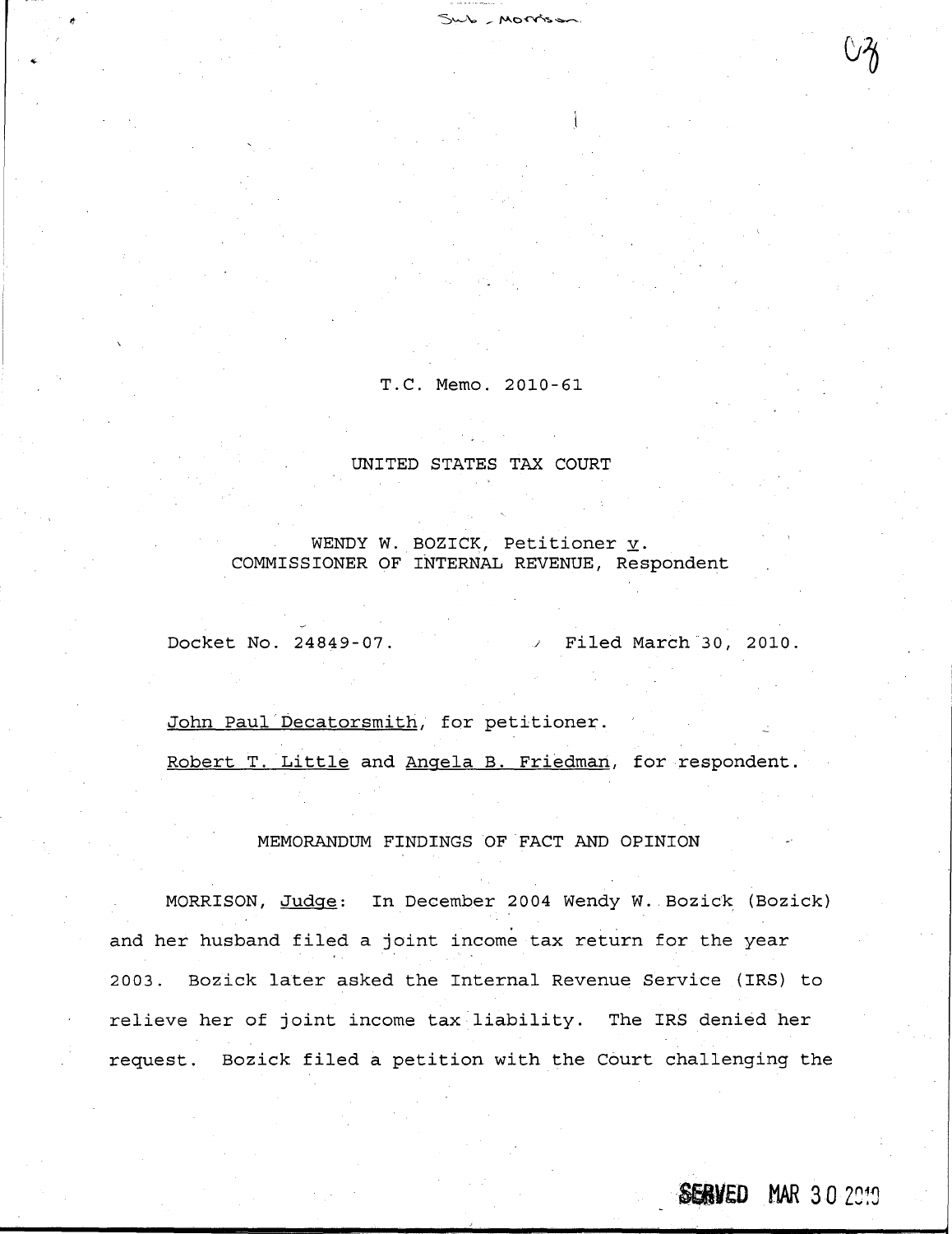T.C. Memo. 2010-61

UNITED STATES TAX COURT

WENDY W. BOZICK, Petitioner v.
COMMISSIONER OF INTERNAL REVENUE, Respondent

Docket No. 24849-07. Filed March 30, 2010.

John Paul Decatorsmith, for petitioner.

Robert T. Little and Angela B. Friedman, for respondent.

MEMORANDUM FINDINGS OF FACT AND OPINION

MORRISON, Judge: In December 2004 Wendy W. Bozick (Bozick) and her husband filed a joint income tax return for the year 2003. Bozick later asked the Internal Revenue Service (IRS) to relieve her of joint income tax liability. The IRS denied her request. Bozick filed a petition with the Court challenging the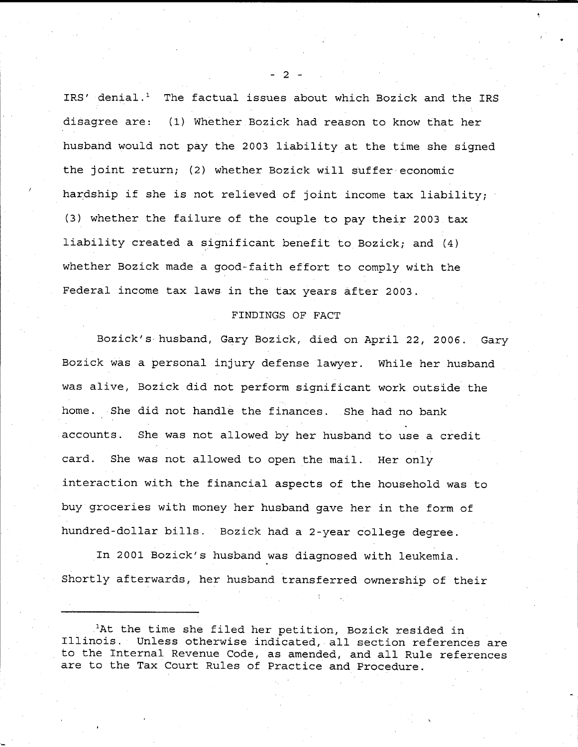IRS' denial.[1] The factual issues about which Bozick and the IRS disagree are: (1) Whether Bozick had reason to know that her husband would not pay the 2003 liability at the time she signed the joint return; (2) whether Bozick will suffer economic hardship if she is not relieved of joint income tax liability; (3) whether the failure of the couple to pay their 2003 tax liability created a significant benefit to Bozick; and (4) whether Bozick made a good-faith effort to comply with the Federal income tax laws in the tax years after 2003.

## FINDINGS OF FACT

Bozick's husband, Gary Bozick, died on April 22, 2006. Gary Bozick was a personal injury defense lawyer. While her husband was alive, Bozick did not perform significant work outside the home. She did not handle the finances. She had no bank accounts. She was not allowed by her husband to use a credit card. She was not allowed to open the mail. Her only interaction with the financial aspects of the household was to buy groceries with money her husband gave her in the form of hundred-dollar bills. Bozick had a 2-year college degree.

In 2001 Bozick's husband was diagnosed with leukemia. Shortly afterwards, her husband transferred ownership of their

---

[1] At the time she filed her petition, Bozick resided in Illinois. Unless otherwise indicated, all section references are to the Internal Revenue Code, as amended, and all Rule references are to the Tax Court Rules of Practice and Procedure.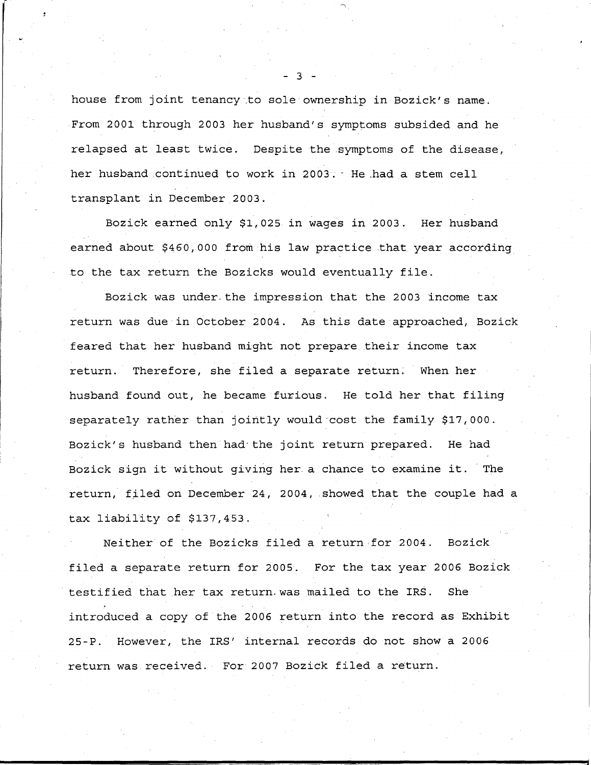house from joint tenancy to sole ownership in Bozick's name. From 2001 through 2003 her husband's symptoms subsided and he relapsed at least twice. Despite the symptoms of the disease, her husband continued to work in 2003. He had a stem cell transplant in December 2003.

Bozick earned only $1,025 in wages in 2003. Her husband earned about $460,000 from his law practice that year according to the tax return the Bozicks would eventually file.

Bozick was under the impression that the 2003 income tax return was due in October 2004. As this date approached, Bozick feared that her husband might not prepare their income tax return. Therefore, she filed a separate return. When her husband found out, he became furious. He told her that filing separately rather than jointly would cost the family $17,000. Bozick's husband then had the joint return prepared. He had Bozick sign it without giving her a chance to examine it. The return, filed on December 24, 2004, showed that the couple had a tax liability of $137,453.

Neither of the Bozicks filed a return for 2004. Bozick filed a separate return for 2005. For the tax year 2006 Bozick testified that her tax return was mailed to the IRS. She introduced a copy of the 2006 return into the record as Exhibit 25-P. However, the IRS' internal records do not show a 2006 return was received. For 2007 Bozick filed a return.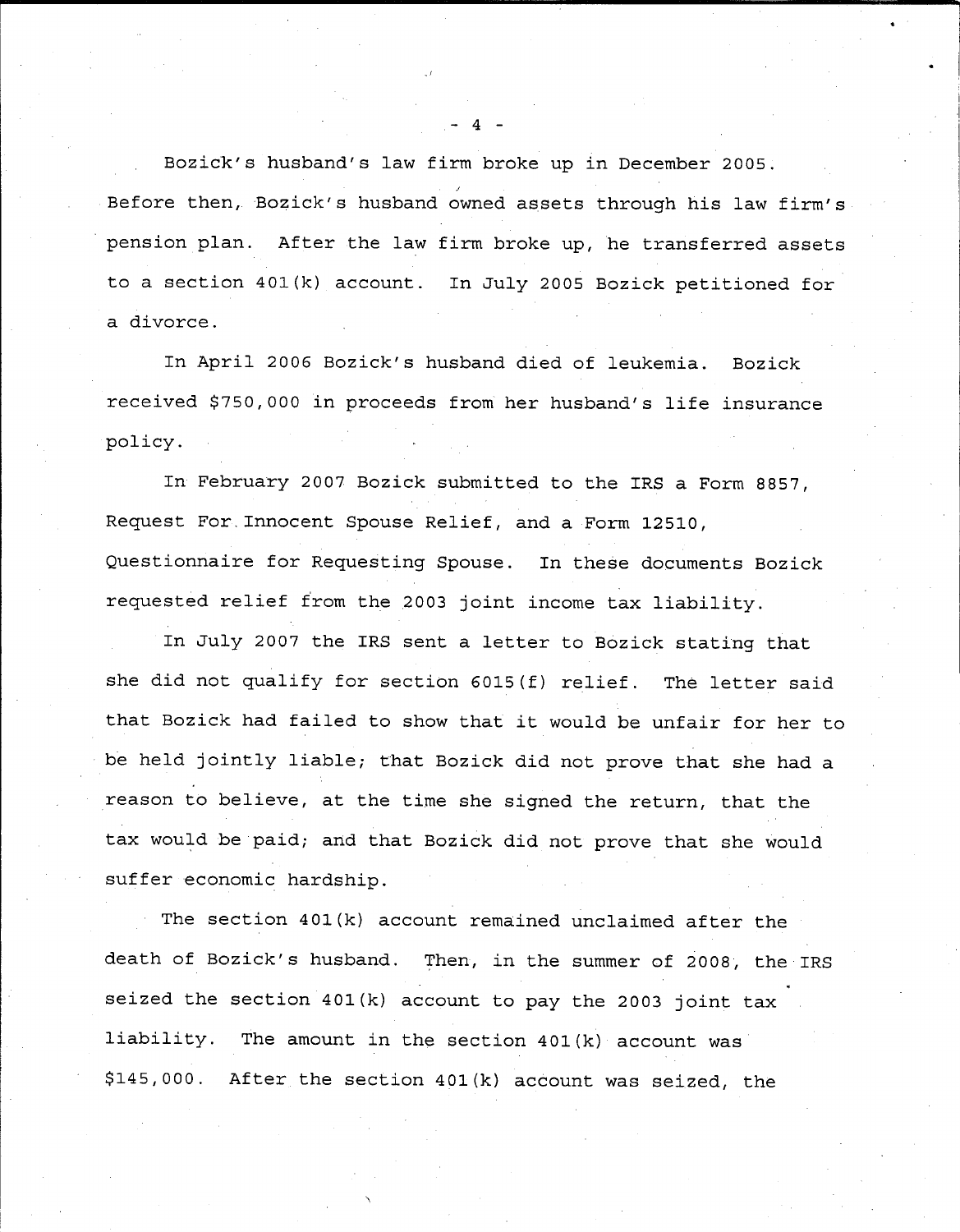Bozick's husband's law firm broke up in December 2005. Before then, Bozick's husband owned assets through his law firm's pension plan. After the law firm broke up, he transferred assets to a section 401(k) account. In July 2005 Bozick petitioned for a divorce.

In April 2006 Bozick's husband died of leukemia. Bozick received $750,000 in proceeds from her husband's life insurance policy.

In February 2007 Bozick submitted to the IRS a Form 8857, Request For Innocent Spouse Relief, and a Form 12510, Questionnaire for Requesting Spouse. In these documents Bozick requested relief from the 2003 joint income tax liability.

In July 2007 the IRS sent a letter to Bozick stating that she did not qualify for section 6015(f) relief. The letter said that Bozick had failed to show that it would be unfair for her to be held jointly liable; that Bozick did not prove that she had a reason to believe, at the time she signed the return, that the tax would be paid; and that Bozick did not prove that she would suffer economic hardship.

The section 401(k) account remained unclaimed after the death of Bozick's husband. Then, in the summer of 2008, the IRS seized the section 401(k) account to pay the 2003 joint tax liability. The amount in the section 401(k) account was $145,000. After the section 401(k) account was seized, the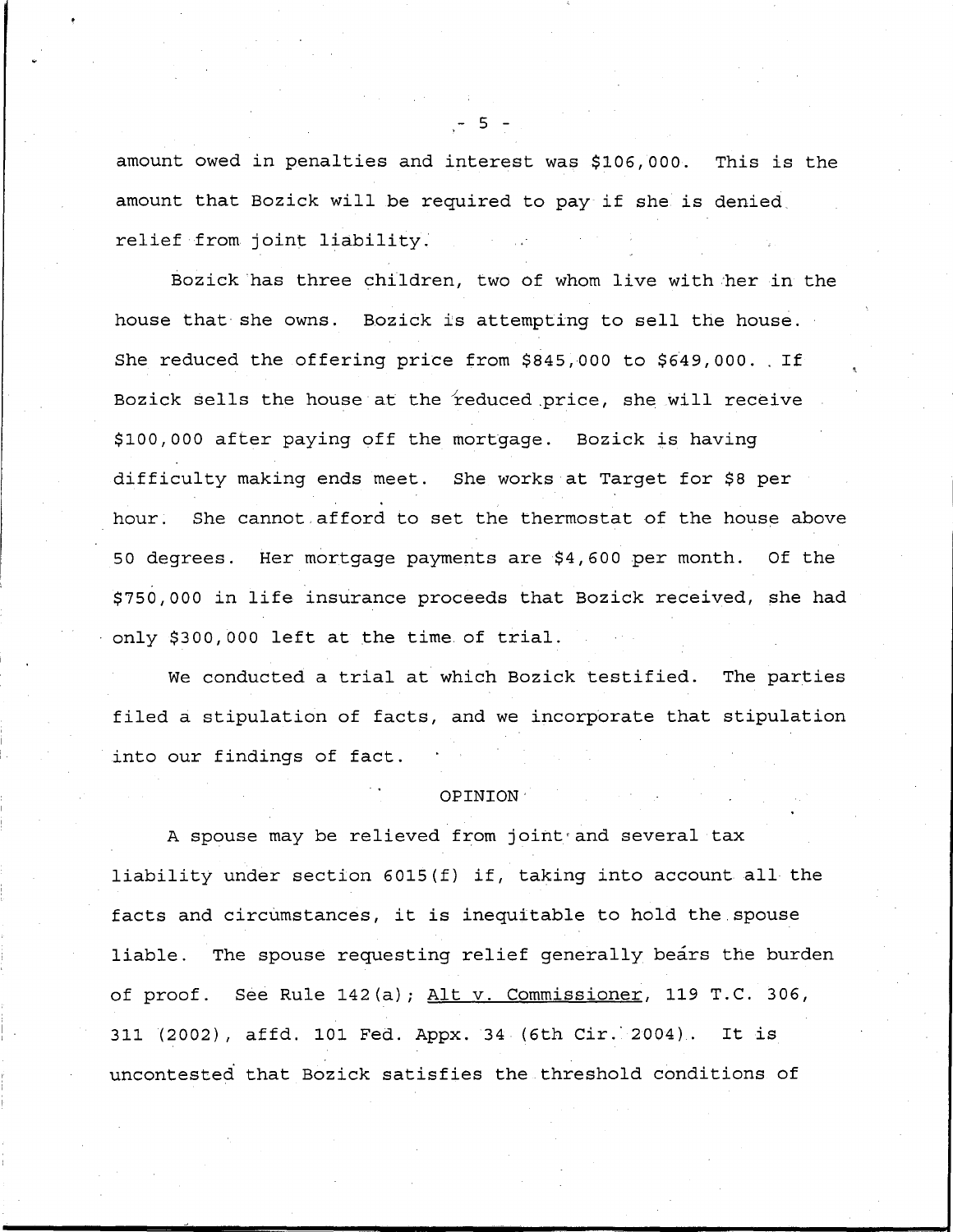amount owed in penalties and interest was $106,000. This is the amount that Bozick will be required to pay if she is denied relief from joint liability.

Bozick has three children, two of whom live with her in the house that she owns. Bozick is attempting to sell the house. She reduced the offering price from $845,000 to $649,000. If Bozick sells the house at the reduced price, she will receive $100,000 after paying off the mortgage. Bozick is having difficulty making ends meet. She works at Target for $8 per hour. She cannot afford to set the thermostat of the house above 50 degrees. Her mortgage payments are $4,600 per month. Of the $750,000 in life insurance proceeds that Bozick received, she had only $300,000 left at the time of trial.

We conducted a trial at which Bozick testified. The parties filed a stipulation of facts, and we incorporate that stipulation into our findings of fact.

## OPINION

A spouse may be relieved from joint and several tax liability under section 6015(f) if, taking into account all the facts and circumstances, it is inequitable to hold the spouse liable. The spouse requesting relief generally bears the burden of proof. See Rule 142(a); Alt v. Commissioner, 119 T.C. 306, 311 (2002), affd. 101 Fed. Appx. 34 (6th Cir. 2004). It is uncontested that Bozick satisfies the threshold conditions of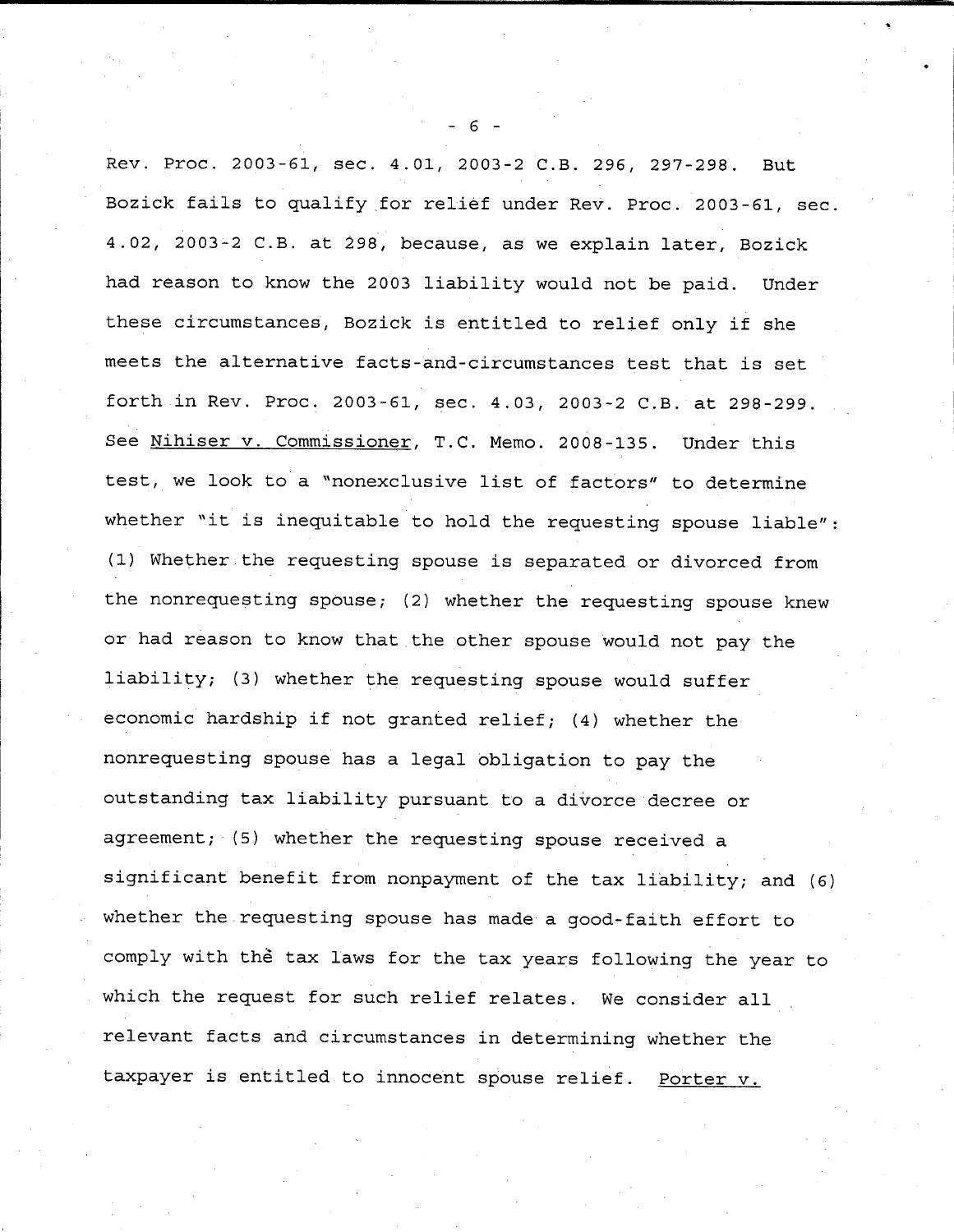Rev. Proc. 2003-61, sec. 4.01, 2003-2 C.B. 296, 297-298. But Bozick fails to qualify for relief under Rev. Proc. 2003-61, sec. 4.02, 2003-2 C.B. at 298, because, as we explain later, Bozick had reason to know the 2003 liability would not be paid. Under these circumstances, Bozick is entitled to relief only if she meets the alternative facts-and-circumstances test that is set forth in Rev. Proc. 2003-61, sec. 4.03, 2003-2 C.B. at 298-299. See Nihiser v. Commissioner, T.C. Memo. 2008-135. Under this test, we look to a "nonexclusive list of factors" to determine whether "it is inequitable to hold the requesting spouse liable": (1) Whether the requesting spouse is separated or divorced from the nonrequesting spouse; (2) whether the requesting spouse knew or had reason to know that the other spouse would not pay the liability; (3) whether the requesting spouse would suffer economic hardship if not granted relief; (4) whether the nonrequesting spouse has a legal obligation to pay the outstanding tax liability pursuant to a divorce decree or agreement; (5) whether the requesting spouse received a significant benefit from nonpayment of the tax liability; and (6) whether the requesting spouse has made a good-faith effort to comply with the tax laws for the tax years following the year to which the request for such relief relates. We consider all relevant facts and circumstances in determining whether the taxpayer is entitled to innocent spouse relief. Porter v.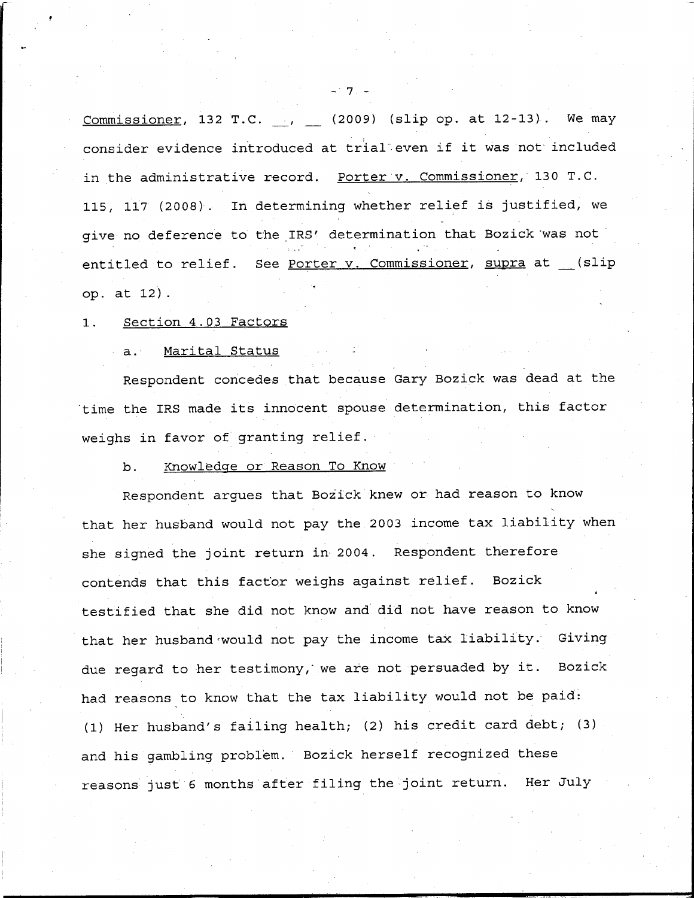Commissioner, 132 T.C. \_\_, \_\_ (2009) (slip op. at 12-13). We may consider evidence introduced at trial even if it was not included in the administrative record. Porter v. Commissioner, 130 T.C. 115, 117 (2008). In determining whether relief is justified, we give no deference to the IRS' determination that Bozick was not entitled to relief. See Porter v. Commissioner, supra at \_\_(slip op. at 12).

1. Section 4.03 Factors

a. Marital Status

Respondent concedes that because Gary Bozick was dead at the time the IRS made its innocent spouse determination, this factor weighs in favor of granting relief.

b. Knowledge or Reason To Know

Respondent argues that Bozick knew or had reason to know that her husband would not pay the 2003 income tax liability when she signed the joint return in 2004. Respondent therefore contends that this factor weighs against relief. Bozick testified that she did not know and did not have reason to know that her husband would not pay the income tax liability. Giving due regard to her testimony, we are not persuaded by it. Bozick had reasons to know that the tax liability would not be paid: (1) Her husband's failing health; (2) his credit card debt; (3) and his gambling problem. Bozick herself recognized these reasons just 6 months after filing the joint return. Her July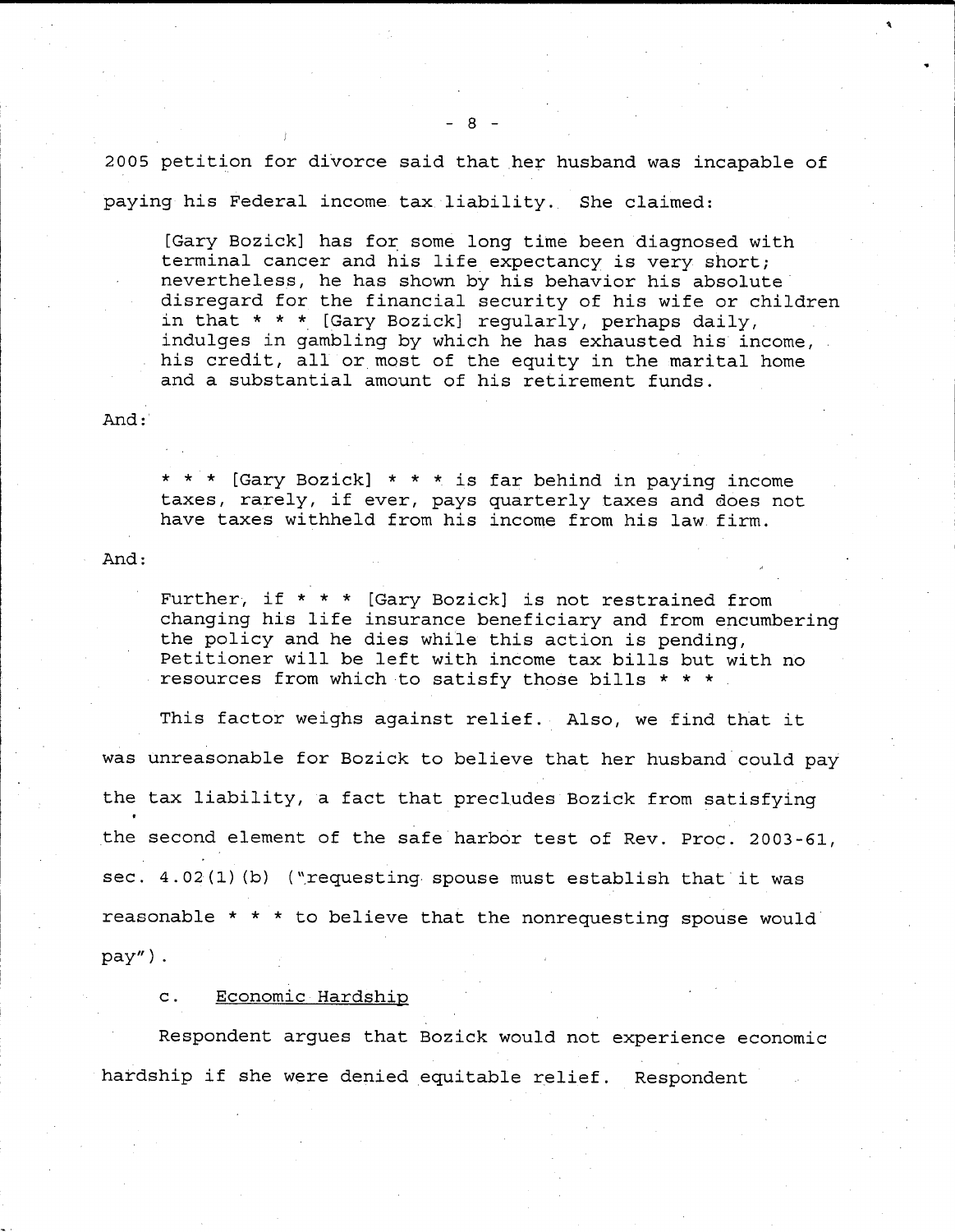2005 petition for divorce said that her husband was incapable of paying his Federal income tax liability. She claimed:

> [Gary Bozick] has for some long time been diagnosed with terminal cancer and his life expectancy is very short; nevertheless, he has shown by his behavior his absolute disregard for the financial security of his wife or children in that * * * [Gary Bozick] regularly, perhaps daily, indulges in gambling by which he has exhausted his income, his credit, all or most of the equity in the marital home and a substantial amount of his retirement funds.

And:

> * * * [Gary Bozick] * * * is far behind in paying income taxes, rarely, if ever, pays quarterly taxes and does not have taxes withheld from his income from his law firm.

And:

> Further, if * * * [Gary Bozick] is not restrained from changing his life insurance beneficiary and from encumbering the policy and he dies while this action is pending, Petitioner will be left with income tax bills but with no resources from which to satisfy those bills * * *

This factor weighs against relief. Also, we find that it was unreasonable for Bozick to believe that her husband could pay the tax liability, a fact that precludes Bozick from satisfying the second element of the safe harbor test of Rev. Proc. 2003-61, sec. 4.02(1)(b) ("requesting spouse must establish that it was reasonable * * * to believe that the nonrequesting spouse would pay").

c. <u>Economic Hardship</u>

Respondent argues that Bozick would not experience economic hardship if she were denied equitable relief. Respondent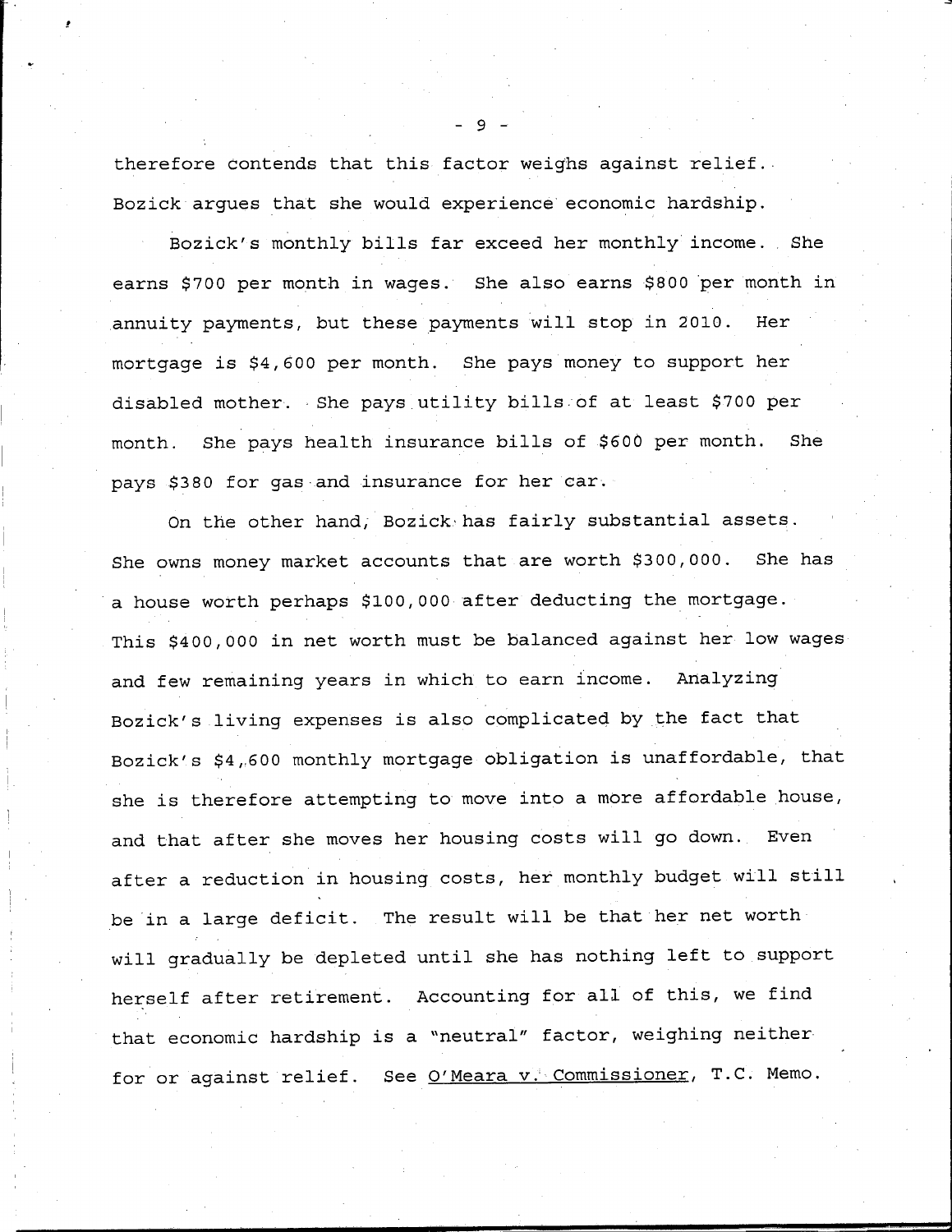therefore contends that this factor weighs against relief. Bozick argues that she would experience economic hardship.

Bozick's monthly bills far exceed her monthly income. She earns $700 per month in wages. She also earns $800 per month in annuity payments, but these payments will stop in 2010. Her mortgage is $4,600 per month. She pays money to support her disabled mother. She pays utility bills of at least $700 per month. She pays health insurance bills of $600 per month. She pays $380 for gas and insurance for her car.

On the other hand, Bozick has fairly substantial assets. She owns money market accounts that are worth $300,000. She has a house worth perhaps $100,000 after deducting the mortgage. This $400,000 in net worth must be balanced against her low wages and few remaining years in which to earn income. Analyzing Bozick's living expenses is also complicated by the fact that Bozick's $4,600 monthly mortgage obligation is unaffordable, that she is therefore attempting to move into a more affordable house, and that after she moves her housing costs will go down. Even after a reduction in housing costs, her monthly budget will still be in a large deficit. The result will be that her net worth will gradually be depleted until she has nothing left to support herself after retirement. Accounting for all of this, we find that economic hardship is a "neutral" factor, weighing neither for or against relief. See O'Meara v. Commissioner, T.C. Memo.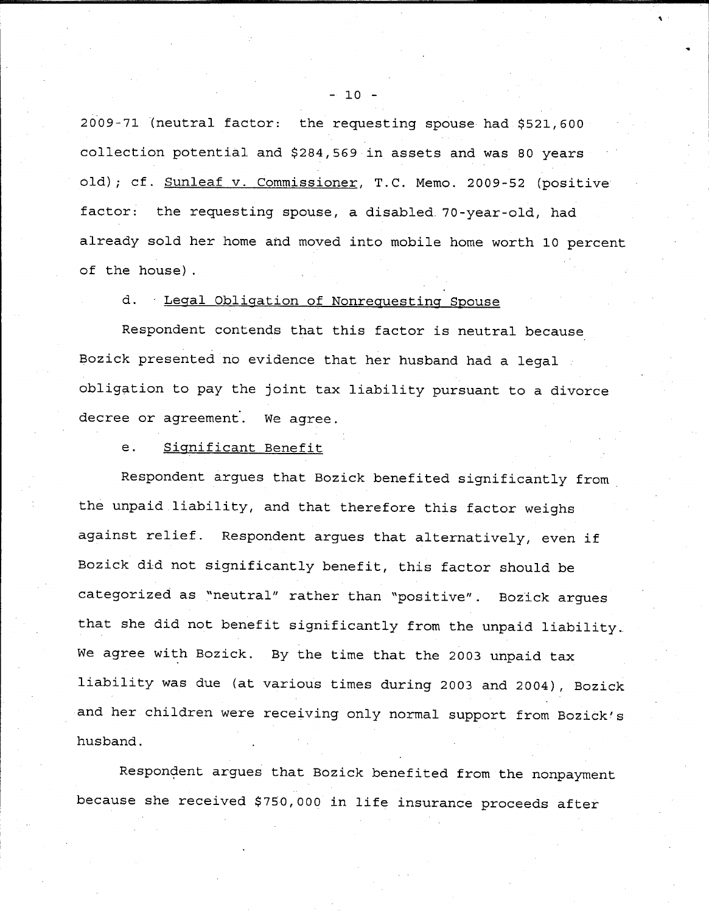2009-71 (neutral factor: the requesting spouse had $521,600 collection potential and $284,569 in assets and was 80 years old); cf. Sunleaf v. Commissioner, T.C. Memo. 2009-52 (positive factor: the requesting spouse, a disabled 70-year-old, had already sold her home and moved into mobile home worth 10 percent of the house).

d. Legal Obligation of Nonrequesting Spouse

Respondent contends that this factor is neutral because Bozick presented no evidence that her husband had a legal obligation to pay the joint tax liability pursuant to a divorce decree or agreement. We agree.

e. Significant Benefit

Respondent argues that Bozick benefited significantly from the unpaid liability, and that therefore this factor weighs against relief. Respondent argues that alternatively, even if Bozick did not significantly benefit, this factor should be categorized as "neutral" rather than "positive". Bozick argues that she did not benefit significantly from the unpaid liability. We agree with Bozick. By the time that the 2003 unpaid tax liability was due (at various times during 2003 and 2004), Bozick and her children were receiving only normal support from Bozick's husband.

Respondent argues that Bozick benefited from the nonpayment because she received $750,000 in life insurance proceeds after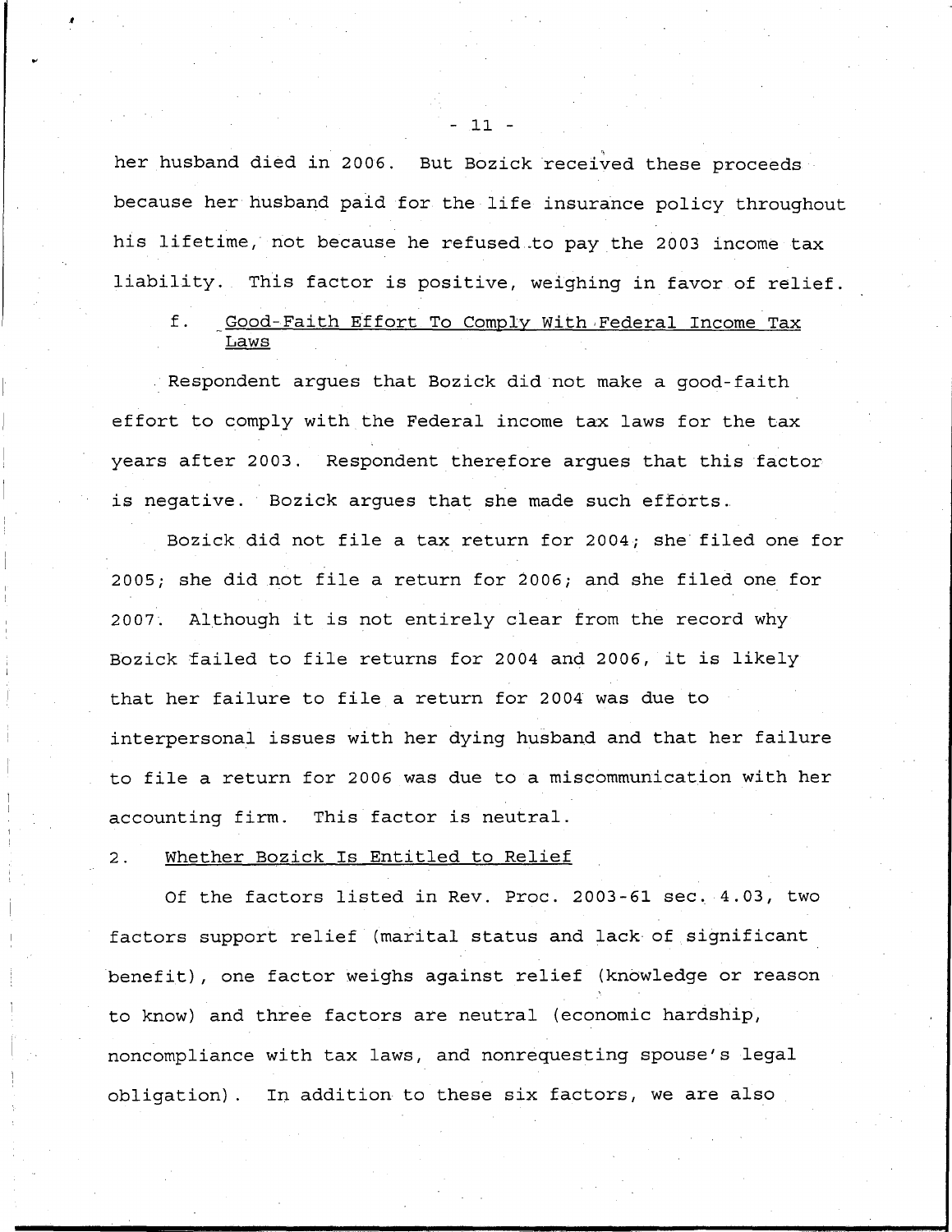her husband died in 2006. But Bozick received these proceeds because her husband paid for the life insurance policy throughout his lifetime, not because he refused to pay the 2003 income tax liability. This factor is positive, weighing in favor of relief.

f. Good-Faith Effort To Comply With Federal Income Tax Laws

Respondent argues that Bozick did not make a good-faith effort to comply with the Federal income tax laws for the tax years after 2003. Respondent therefore argues that this factor is negative. Bozick argues that she made such efforts.

Bozick did not file a tax return for 2004; she filed one for 2005; she did not file a return for 2006; and she filed one for 2007. Although it is not entirely clear from the record why Bozick failed to file returns for 2004 and 2006, it is likely that her failure to file a return for 2004 was due to interpersonal issues with her dying husband and that her failure to file a return for 2006 was due to a miscommunication with her accounting firm. This factor is neutral.

2. Whether Bozick Is Entitled to Relief

Of the factors listed in Rev. Proc. 2003-61 sec. 4.03, two factors support relief (marital status and lack of significant benefit), one factor weighs against relief (knowledge or reason to know) and three factors are neutral (economic hardship, noncompliance with tax laws, and nonrequesting spouse's legal obligation). In addition to these six factors, we are also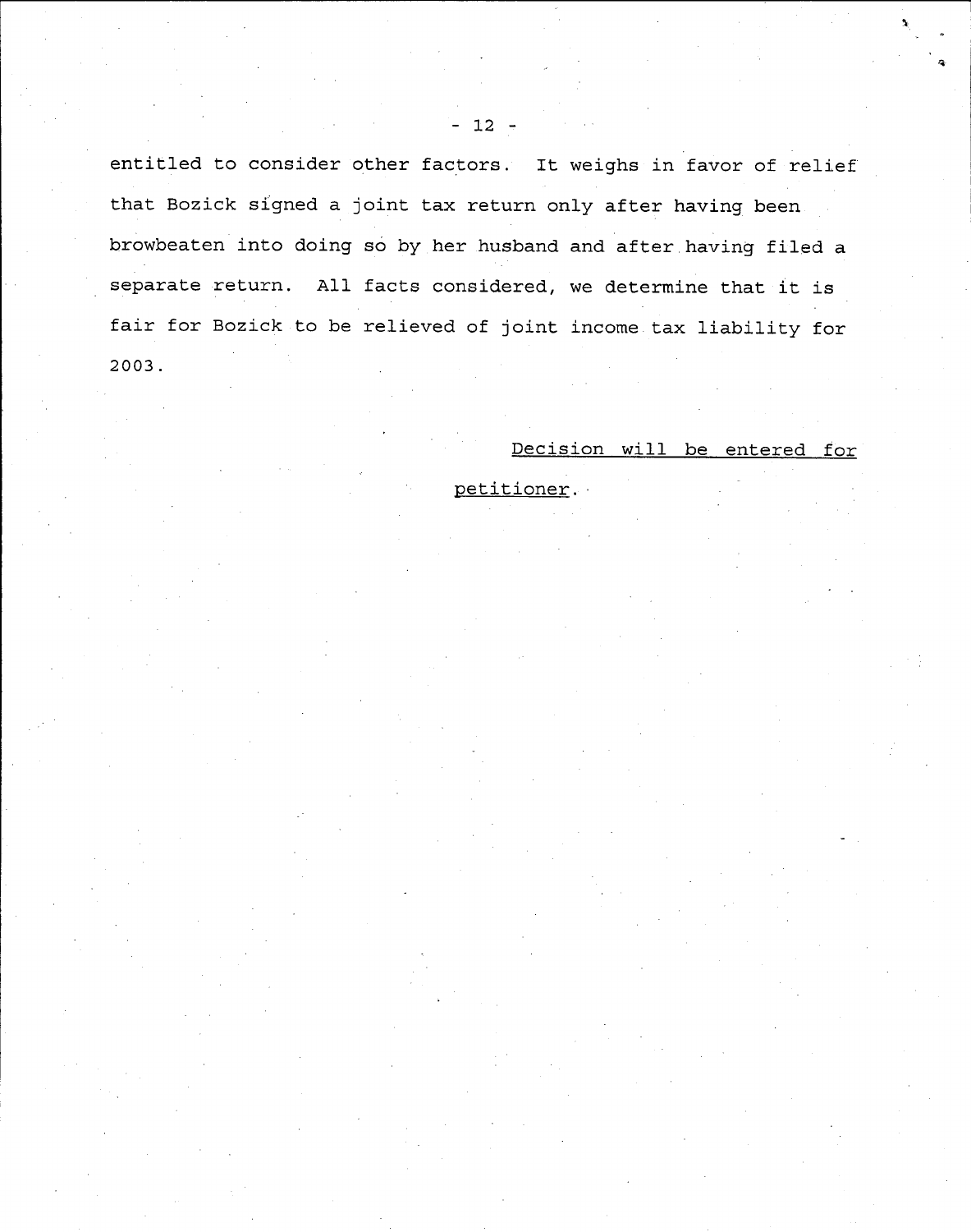entitled to consider other factors. It weighs in favor of relief that Bozick signed a joint tax return only after having been browbeaten into doing so by her husband and after having filed a separate return. All facts considered, we determine that it is fair for Bozick to be relieved of joint income tax liability for 2003.

Decision will be entered for petitioner.